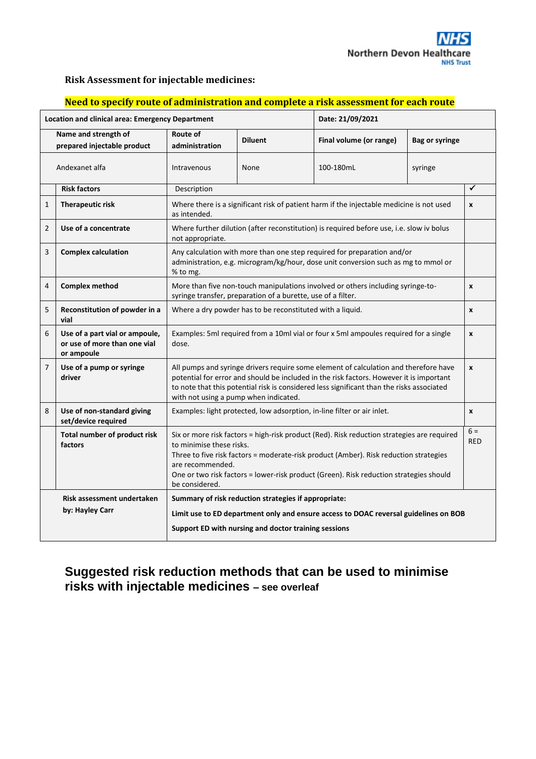Risk Assessment for injectable medicines:

**Need to specify route of administration and complete a risk assessment for each route**

| **Location and clinical area: Emergency Department** | | | **Date: 21/09/2021** | | |
|---|---|---|---|---|---|
| **Name and strength of prepared injectable product** | **Route of administration** | **Diluent** | **Final volume (or range)** | **Bag or syringe** | |
| Andexanet alfa | Intravenous | None | 100-180mL | syringe | |

| | **Risk factors** | Description | ✓ |
|---|---|---|---|
| 1 | **Therapeutic risk** | Where there is a significant risk of patient harm if the injectable medicine is not used as intended. | x |
| 2 | **Use of a concentrate** | Where further dilution (after reconstitution) is required before use, i.e. slow iv bolus not appropriate. | |
| 3 | **Complex calculation** | Any calculation with more than one step required for preparation and/or administration, e.g. microgram/kg/hour, dose unit conversion such as mg to mmol or % to mg. | |
| 4 | **Complex method** | More than five non-touch manipulations involved or others including syringe-to-syringe transfer, preparation of a burette, use of a filter. | x |
| 5 | **Reconstitution of powder in a vial** | Where a dry powder has to be reconstituted with a liquid. | x |
| 6 | **Use of a part vial or ampoule, or use of more than one vial or ampoule** | Examples: 5ml required from a 10ml vial or four x 5ml ampoules required for a single dose. | x |
| 7 | **Use of a pump or syringe driver** | All pumps and syringe drivers require some element of calculation and therefore have potential for error and should be included in the risk factors. However it is important to note that this potential risk is considered less significant than the risks associated with not using a pump when indicated. | x |
| 8 | **Use of non-standard giving set/device required** | Examples: light protected, low adsorption, in-line filter or air inlet. | x |
| | **Total number of product risk factors** | Six or more risk factors = high-risk product (Red). Risk reduction strategies are required to minimise these risks.<br>Three to five risk factors = moderate-risk product (Amber). Risk reduction strategies are recommended.<br>One or two risk factors = lower-risk product (Green). Risk reduction strategies should be considered. | 6 = RED |
| | **Risk assessment undertaken by: Hayley Carr** | **Summary of risk reduction strategies if appropriate:**<br>**Limit use to ED department only and ensure access to DOAC reversal guidelines on BOB**<br>**Support ED with nursing and doctor training sessions** | |

## Suggested risk reduction methods that can be used to minimise risks with injectable medicines – see overleaf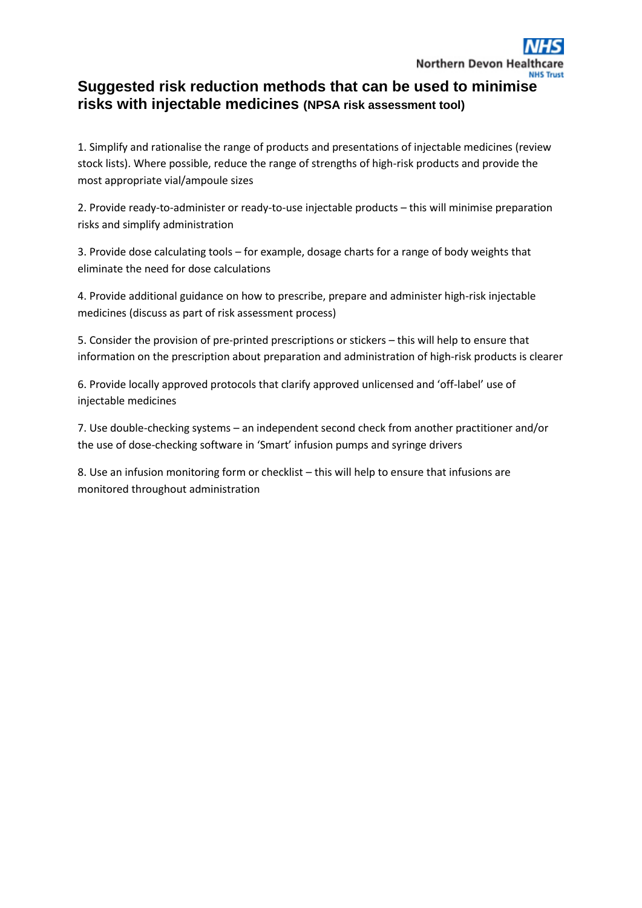# Suggested risk reduction methods that can be used to minimise risks with injectable medicines (NPSA risk assessment tool)

1. Simplify and rationalise the range of products and presentations of injectable medicines (review stock lists). Where possible, reduce the range of strengths of high-risk products and provide the most appropriate vial/ampoule sizes

2. Provide ready-to-administer or ready-to-use injectable products – this will minimise preparation risks and simplify administration

3. Provide dose calculating tools – for example, dosage charts for a range of body weights that eliminate the need for dose calculations

4. Provide additional guidance on how to prescribe, prepare and administer high-risk injectable medicines (discuss as part of risk assessment process)

5. Consider the provision of pre-printed prescriptions or stickers – this will help to ensure that information on the prescription about preparation and administration of high-risk products is clearer

6. Provide locally approved protocols that clarify approved unlicensed and 'off-label' use of injectable medicines

7. Use double-checking systems – an independent second check from another practitioner and/or the use of dose-checking software in 'Smart' infusion pumps and syringe drivers

8. Use an infusion monitoring form or checklist – this will help to ensure that infusions are monitored throughout administration